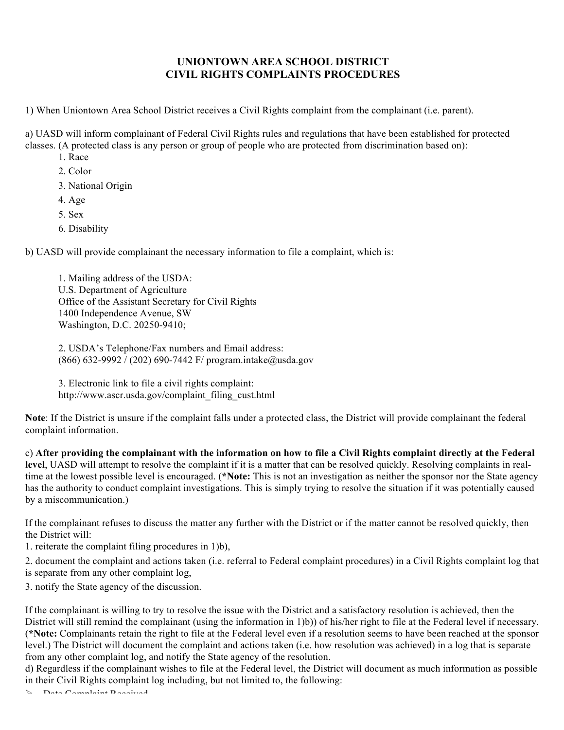# UNIONTOWN AREA SCHOOL DISTRICT
# CIVIL RIGHTS COMPLAINTS PROCEDURES

1) When Uniontown Area School District receives a Civil Rights complaint from the complainant (i.e. parent).

a) UASD will inform complainant of Federal Civil Rights rules and regulations that have been established for protected classes. (A protected class is any person or group of people who are protected from discrimination based on):

1. Race
2. Color
3. National Origin
4. Age
5. Sex
6. Disability

b) UASD will provide complainant the necessary information to file a complaint, which is:

1. Mailing address of the USDA:
U.S. Department of Agriculture
Office of the Assistant Secretary for Civil Rights
1400 Independence Avenue, SW
Washington, D.C. 20250-9410;

2. USDA's Telephone/Fax numbers and Email address:
(866) 632-9992 / (202) 690-7442 F/ program.intake@usda.gov

3. Electronic link to file a civil rights complaint:
http://www.ascr.usda.gov/complaint_filing_cust.html

**Note**: If the District is unsure if the complaint falls under a protected class, the District will provide complainant the federal complaint information.

c) **After providing the complainant with the information on how to file a Civil Rights complaint directly at the Federal level**, UASD will attempt to resolve the complaint if it is a matter that can be resolved quickly. Resolving complaints in real-time at the lowest possible level is encouraged. (***Note:** This is not an investigation as neither the sponsor nor the State agency has the authority to conduct complaint investigations. This is simply trying to resolve the situation if it was potentially caused by a miscommunication.)

If the complainant refuses to discuss the matter any further with the District or if the matter cannot be resolved quickly, then the District will:

1. reiterate the complaint filing procedures in 1)b),
2. document the complaint and actions taken (i.e. referral to Federal complaint procedures) in a Civil Rights complaint log that is separate from any other complaint log,
3. notify the State agency of the discussion.

If the complainant is willing to try to resolve the issue with the District and a satisfactory resolution is achieved, then the District will still remind the complainant (using the information in 1)b)) of his/her right to file at the Federal level if necessary. (***Note:** Complainants retain the right to file at the Federal level even if a resolution seems to have been reached at the sponsor level.) The District will document the complaint and actions taken (i.e. how resolution was achieved) in a log that is separate from any other complaint log, and notify the State agency of the resolution.

d) Regardless if the complainant wishes to file at the Federal level, the District will document as much information as possible in their Civil Rights complaint log including, but not limited to, the following:

- Date Complaint Received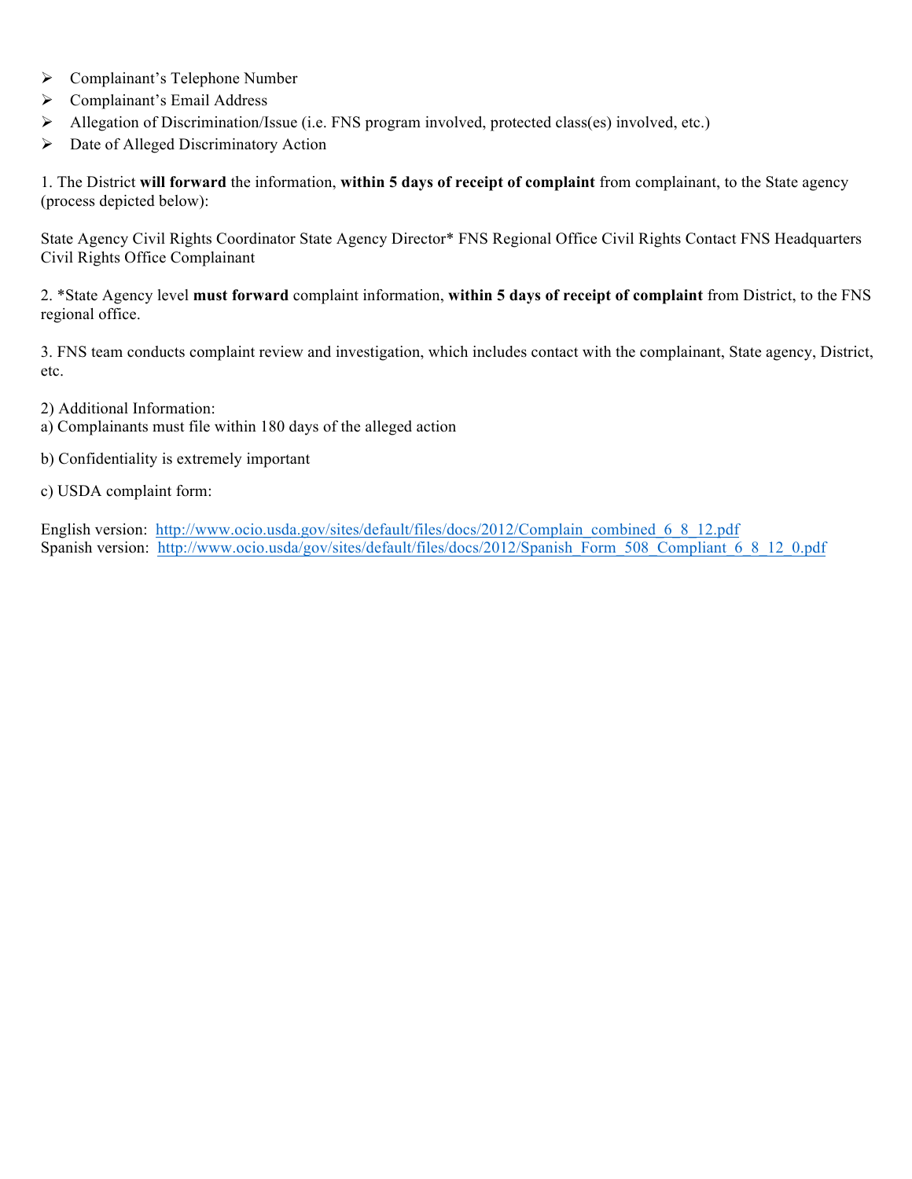- Complainant's Telephone Number
- Complainant's Email Address
- Allegation of Discrimination/Issue (i.e. FNS program involved, protected class(es) involved, etc.)
- Date of Alleged Discriminatory Action

1. The District **will forward** the information, **within 5 days of receipt of complaint** from complainant, to the State agency (process depicted below):

State Agency Civil Rights Coordinator State Agency Director* FNS Regional Office Civil Rights Contact FNS Headquarters Civil Rights Office Complainant

2. *State Agency level **must forward** complaint information, **within 5 days of receipt of complaint** from District, to the FNS regional office.

3. FNS team conducts complaint review and investigation, which includes contact with the complainant, State agency, District, etc.

2) Additional Information:

a) Complainants must file within 180 days of the alleged action

b) Confidentiality is extremely important

c) USDA complaint form:

English version: http://www.ocio.usda.gov/sites/default/files/docs/2012/Complain_combined_6_8_12.pdf
Spanish version: http://www.ocio.usda/gov/sites/default/files/docs/2012/Spanish_Form_508_Compliant_6_8_12_0.pdf